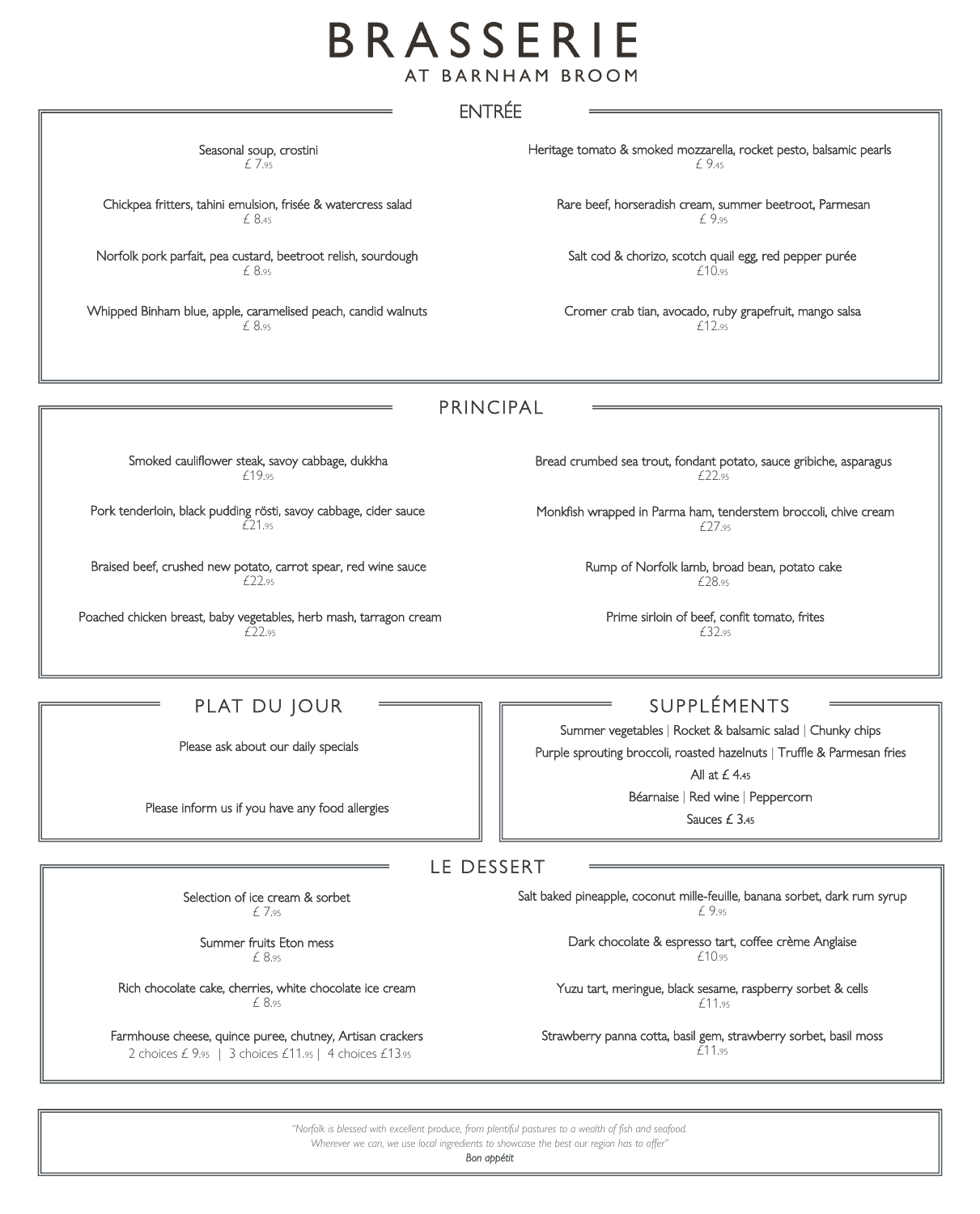# BRASSERIE

## AT BARNHAM BROOM

## ENTRÉE

Seasonal soup, crostini
£ 7.95

Chickpea fritters, tahini emulsion, frisée & watercress salad
£ 8.45

Norfolk pork parfait, pea custard, beetroot relish, sourdough
£ 8.95

Whipped Binham blue, apple, caramelised peach, candid walnuts
£ 8.95

Heritage tomato & smoked mozzarella, rocket pesto, balsamic pearls
£ 9.45

Rare beef, horseradish cream, summer beetroot, Parmesan
£ 9.95

Salt cod & chorizo, scotch quail egg, red pepper purée
£10.95

Cromer crab tian, avocado, ruby grapefruit, mango salsa
£12.95

## PRINCIPAL

Smoked cauliflower steak, savoy cabbage, dukkha
£19.95

Pork tenderloin, black pudding rösti, savoy cabbage, cider sauce
£21.95

Braised beef, crushed new potato, carrot spear, red wine sauce
£22.95

Poached chicken breast, baby vegetables, herb mash, tarragon cream
£22.95

Bread crumbed sea trout, fondant potato, sauce gribiche, asparagus
£22.95

Monkfish wrapped in Parma ham, tenderstem broccoli, chive cream
£27.95

Rump of Norfolk lamb, broad bean, potato cake
£28.95

Prime sirloin of beef, confit tomato, frites
£32.95

## PLAT DU JOUR

Please ask about our daily specials

Please inform us if you have any food allergies

## SUPPLÉMENTS

Summer vegetables | Rocket & balsamic salad | Chunky chips

Purple sprouting broccoli, roasted hazelnuts | Truffle & Parmesan fries

All at £ 4.45

Béarnaise | Red wine | Peppercorn

Sauces £ 3.45

## LE DESSERT

Selection of ice cream & sorbet
£ 7.95

Summer fruits Eton mess
£ 8.95

Rich chocolate cake, cherries, white chocolate ice cream
£ 8.95

Farmhouse cheese, quince puree, chutney, Artisan crackers
2 choices £ 9.95 | 3 choices £11.95 | 4 choices £13.95

Salt baked pineapple, coconut mille-feuille, banana sorbet, dark rum syrup
£ 9.95

Dark chocolate & espresso tart, coffee crème Anglaise
£10.95

Yuzu tart, meringue, black sesame, raspberry sorbet & cells
£11.95

Strawberry panna cotta, basil gem, strawberry sorbet, basil moss
£11.95

*"Norfolk is blessed with excellent produce, from plentiful pastures to a wealth of fish and seafood. Wherever we can, we use local ingredients to showcase the best our region has to offer"*

*Bon appétit*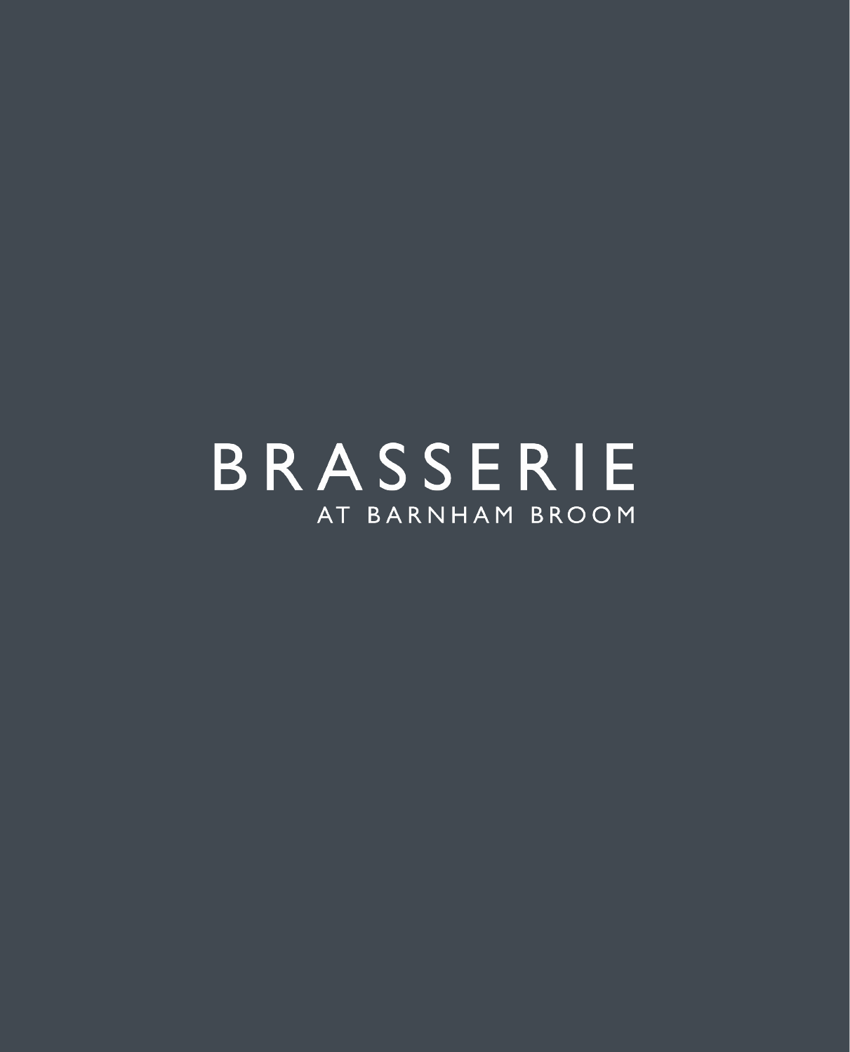# BRASSERIE

AT BARNHAM BROOM